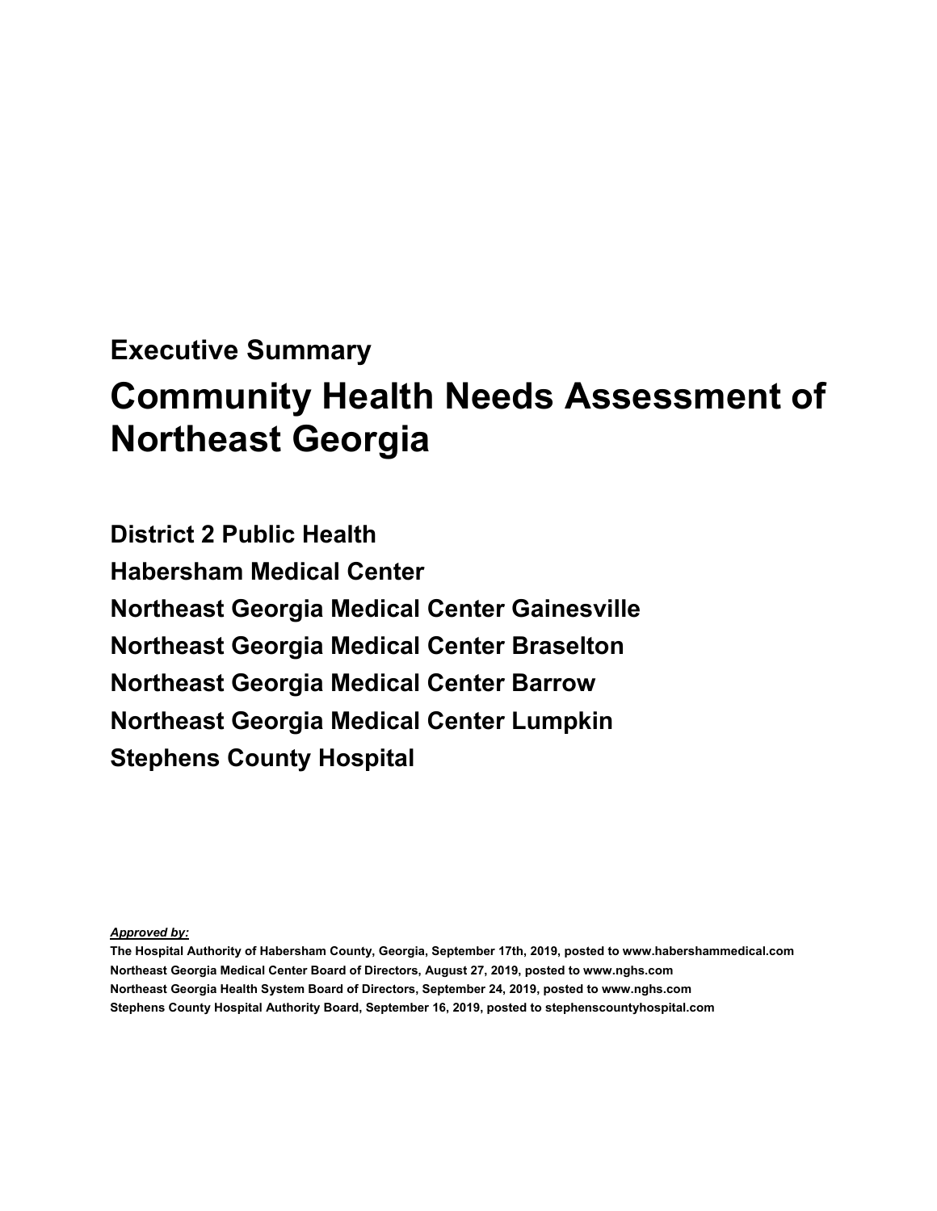## Executive Summary

# Community Health Needs Assessment of Northeast Georgia

**District 2 Public Health**

**Habersham Medical Center**

**Northeast Georgia Medical Center Gainesville**

**Northeast Georgia Medical Center Braselton**

**Northeast Georgia Medical Center Barrow**

**Northeast Georgia Medical Center Lumpkin**

**Stephens County Hospital**

***Approved by:***

**The Hospital Authority of Habersham County, Georgia, September 17th, 2019, posted to www.habershammedical.com**
**Northeast Georgia Medical Center Board of Directors, August 27, 2019, posted to www.nghs.com**
**Northeast Georgia Health System Board of Directors, September 24, 2019, posted to www.nghs.com**
**Stephens County Hospital Authority Board, September 16, 2019, posted to stephenscountyhospital.com**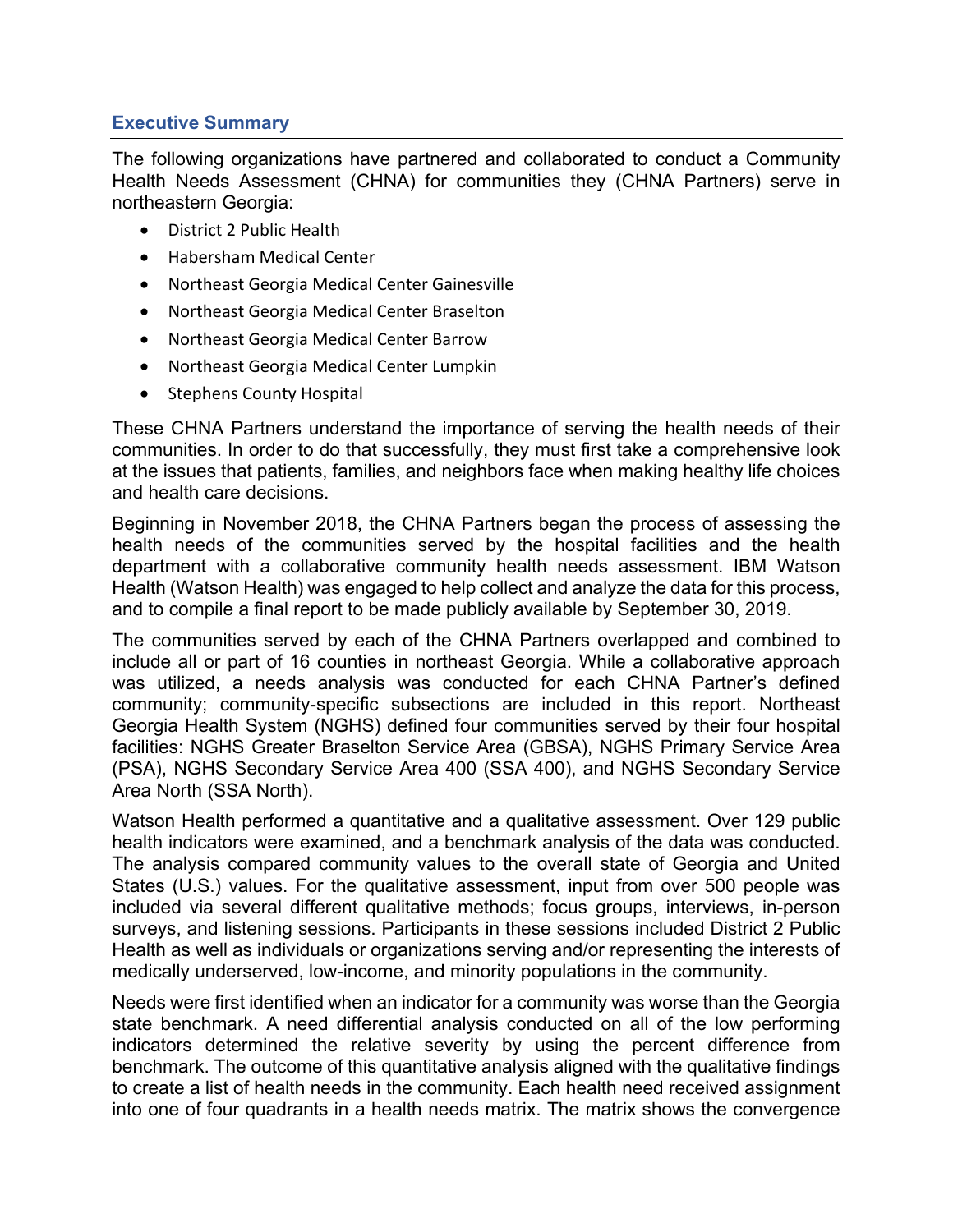## Executive Summary

The following organizations have partnered and collaborated to conduct a Community Health Needs Assessment (CHNA) for communities they (CHNA Partners) serve in northeastern Georgia:

- District 2 Public Health
- Habersham Medical Center
- Northeast Georgia Medical Center Gainesville
- Northeast Georgia Medical Center Braselton
- Northeast Georgia Medical Center Barrow
- Northeast Georgia Medical Center Lumpkin
- Stephens County Hospital

These CHNA Partners understand the importance of serving the health needs of their communities. In order to do that successfully, they must first take a comprehensive look at the issues that patients, families, and neighbors face when making healthy life choices and health care decisions.

Beginning in November 2018, the CHNA Partners began the process of assessing the health needs of the communities served by the hospital facilities and the health department with a collaborative community health needs assessment. IBM Watson Health (Watson Health) was engaged to help collect and analyze the data for this process, and to compile a final report to be made publicly available by September 30, 2019.

The communities served by each of the CHNA Partners overlapped and combined to include all or part of 16 counties in northeast Georgia. While a collaborative approach was utilized, a needs analysis was conducted for each CHNA Partner's defined community; community-specific subsections are included in this report. Northeast Georgia Health System (NGHS) defined four communities served by their four hospital facilities: NGHS Greater Braselton Service Area (GBSA), NGHS Primary Service Area (PSA), NGHS Secondary Service Area 400 (SSA 400), and NGHS Secondary Service Area North (SSA North).

Watson Health performed a quantitative and a qualitative assessment. Over 129 public health indicators were examined, and a benchmark analysis of the data was conducted. The analysis compared community values to the overall state of Georgia and United States (U.S.) values. For the qualitative assessment, input from over 500 people was included via several different qualitative methods; focus groups, interviews, in-person surveys, and listening sessions. Participants in these sessions included District 2 Public Health as well as individuals or organizations serving and/or representing the interests of medically underserved, low-income, and minority populations in the community.

Needs were first identified when an indicator for a community was worse than the Georgia state benchmark. A need differential analysis conducted on all of the low performing indicators determined the relative severity by using the percent difference from benchmark. The outcome of this quantitative analysis aligned with the qualitative findings to create a list of health needs in the community. Each health need received assignment into one of four quadrants in a health needs matrix. The matrix shows the convergence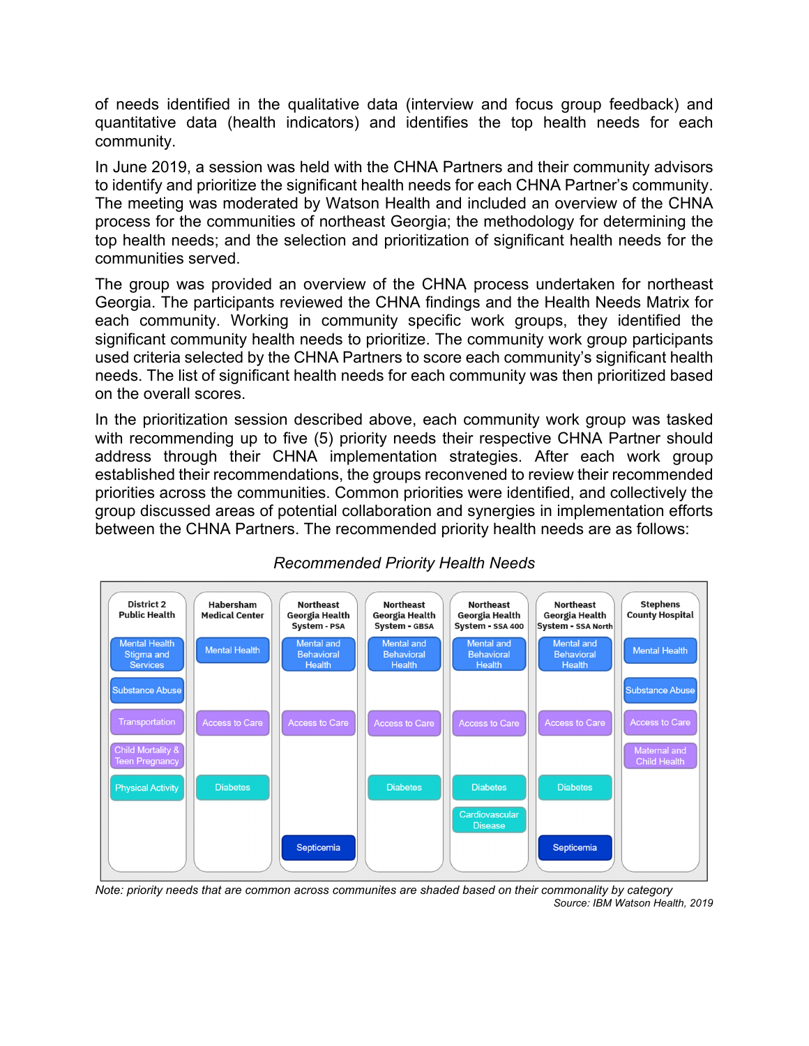of needs identified in the qualitative data (interview and focus group feedback) and quantitative data (health indicators) and identifies the top health needs for each community.

In June 2019, a session was held with the CHNA Partners and their community advisors to identify and prioritize the significant health needs for each CHNA Partner's community. The meeting was moderated by Watson Health and included an overview of the CHNA process for the communities of northeast Georgia; the methodology for determining the top health needs; and the selection and prioritization of significant health needs for the communities served.

The group was provided an overview of the CHNA process undertaken for northeast Georgia. The participants reviewed the CHNA findings and the Health Needs Matrix for each community. Working in community specific work groups, they identified the significant community health needs to prioritize. The community work group participants used criteria selected by the CHNA Partners to score each community's significant health needs. The list of significant health needs for each community was then prioritized based on the overall scores.

In the prioritization session described above, each community work group was tasked with recommending up to five (5) priority needs their respective CHNA Partner should address through their CHNA implementation strategies. After each work group established their recommendations, the groups reconvened to review their recommended priorities across the communities. Common priorities were identified, and collectively the group discussed areas of potential collaboration and synergies in implementation efforts between the CHNA Partners. The recommended priority health needs are as follows:

*Recommended Priority Health Needs*

| District 2 Public Health | Habersham Medical Center | Northeast Georgia Health System - PSA | Northeast Georgia Health System - GBSA | Northeast Georgia Health System - SSA 400 | Northeast Georgia Health System - SSA North | Stephens County Hospital |
|---|---|---|---|---|---|---|
| Mental Health Stigma and Services | Mental Health | Mental and Behavioral Health | Mental and Behavioral Health | Mental and Behavioral Health | Mental and Behavioral Health | Mental Health |
| Substance Abuse | | | | | | Substance Abuse |
| Transportation | Access to Care | Access to Care | Access to Care | Access to Care | Access to Care | Access to Care |
| Child Mortality & Teen Pregnancy | | | | | | Maternal and Child Health |
| Physical Activity | Diabetes | | Diabetes | Diabetes | Diabetes | |
| | | | | Cardiovascular Disease | | |
| | | Septicemia | | | Septicemia | |

*Note: priority needs that are common across communites are shaded based on their commonality by category*

*Source: IBM Watson Health, 2019*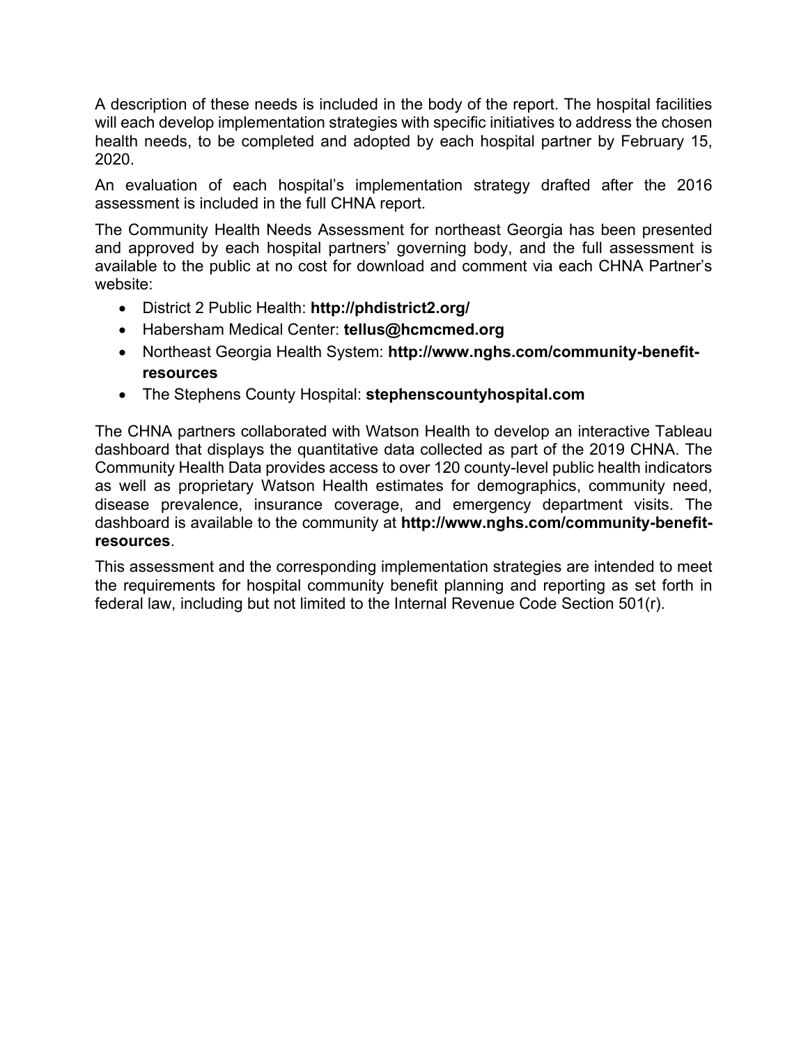A description of these needs is included in the body of the report. The hospital facilities will each develop implementation strategies with specific initiatives to address the chosen health needs, to be completed and adopted by each hospital partner by February 15, 2020.

An evaluation of each hospital's implementation strategy drafted after the 2016 assessment is included in the full CHNA report.

The Community Health Needs Assessment for northeast Georgia has been presented and approved by each hospital partners' governing body, and the full assessment is available to the public at no cost for download and comment via each CHNA Partner's website:

- District 2 Public Health: **http://phdistrict2.org/**
- Habersham Medical Center: **tellus@hcmcmed.org**
- Northeast Georgia Health System: **http://www.nghs.com/community-benefit-resources**
- The Stephens County Hospital: **stephenscountyhospital.com**

The CHNA partners collaborated with Watson Health to develop an interactive Tableau dashboard that displays the quantitative data collected as part of the 2019 CHNA. The Community Health Data provides access to over 120 county-level public health indicators as well as proprietary Watson Health estimates for demographics, community need, disease prevalence, insurance coverage, and emergency department visits. The dashboard is available to the community at **http://www.nghs.com/community-benefit-resources**.

This assessment and the corresponding implementation strategies are intended to meet the requirements for hospital community benefit planning and reporting as set forth in federal law, including but not limited to the Internal Revenue Code Section 501(r).